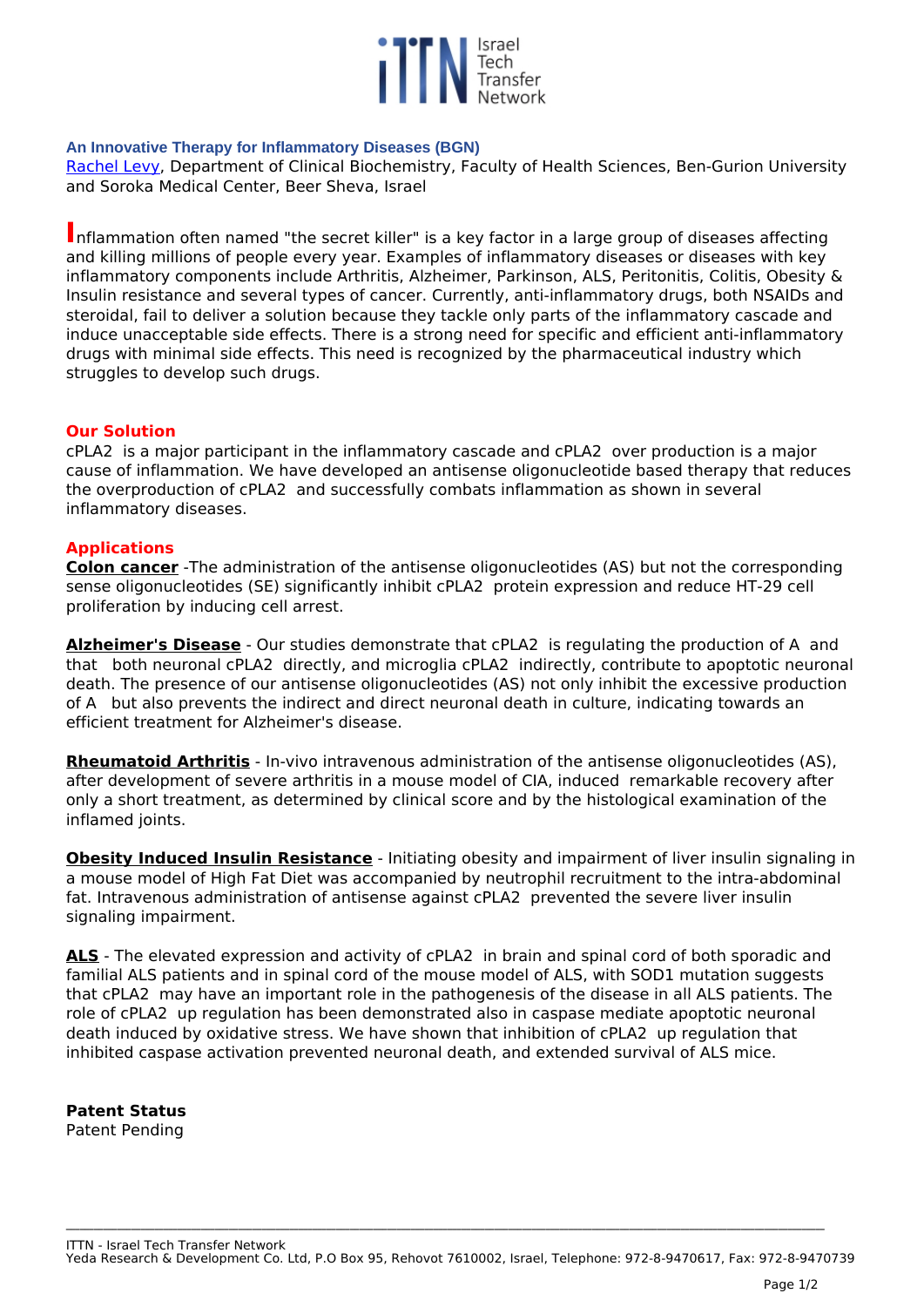Israel Tech Transfer Network

## An Innovative Therapy for Inflammatory Diseases (BGN)

Rachel Levy, Department of Clinical Biochemistry, Faculty of Health Sciences, Ben-Gurion University and Soroka Medical Center, Beer Sheva, Israel

Inflammation often named "the secret killer" is a key factor in a large group of diseases affecting and killing millions of people every year. Examples of inflammatory diseases or diseases with key inflammatory components include Arthritis, Alzheimer, Parkinson, ALS, Peritonitis, Colitis, Obesity & Insulin resistance and several types of cancer. Currently, anti-inflammatory drugs, both NSAIDs and steroidal, fail to deliver a solution because they tackle only parts of the inflammatory cascade and induce unacceptable side effects. There is a strong need for specific and efficient anti-inflammatory drugs with minimal side effects. This need is recognized by the pharmaceutical industry which struggles to develop such drugs.

### Our Solution

cPLA2  is a major participant in the inflammatory cascade and cPLA2  over production is a major cause of inflammation. We have developed an antisense oligonucleotide based therapy that reduces the overproduction of cPLA2  and successfully combats inflammation as shown in several inflammatory diseases.

### Applications

**Colon cancer** -The administration of the antisense oligonucleotides (AS) but not the corresponding sense oligonucleotides (SE) significantly inhibit cPLA2  protein expression and reduce HT-29 cell proliferation by inducing cell arrest.

**Alzheimer's Disease** - Our studies demonstrate that cPLA2  is regulating the production of A  and that  both neuronal cPLA2  directly, and microglia cPLA2  indirectly, contribute to apoptotic neuronal death. The presence of our antisense oligonucleotides (AS) not only inhibit the excessive production of A   but also prevents the indirect and direct neuronal death in culture, indicating towards an efficient treatment for Alzheimer's disease.

**Rheumatoid Arthritis** - In-vivo intravenous administration of the antisense oligonucleotides (AS), after development of severe arthritis in a mouse model of CIA, induced  remarkable recovery after only a short treatment, as determined by clinical score and by the histological examination of the inflamed joints.

**Obesity Induced Insulin Resistance** - Initiating obesity and impairment of liver insulin signaling in a mouse model of High Fat Diet was accompanied by neutrophil recruitment to the intra-abdominal fat. Intravenous administration of antisense against cPLA2  prevented the severe liver insulin signaling impairment.

**ALS** - The elevated expression and activity of cPLA2  in brain and spinal cord of both sporadic and familial ALS patients and in spinal cord of the mouse model of ALS, with SOD1 mutation suggests that cPLA2  may have an important role in the pathogenesis of the disease in all ALS patients. The role of cPLA2  up regulation has been demonstrated also in caspase mediate apoptotic neuronal death induced by oxidative stress. We have shown that inhibition of cPLA2  up regulation that inhibited caspase activation prevented neuronal death, and extended survival of ALS mice.

**Patent Status**

Patent Pending

ITTN - Israel Tech Transfer Network
Yeda Research & Development Co. Ltd, P.O Box 95, Rehovot 7610002, Israel, Telephone: 972-8-9470617, Fax: 972-8-9470739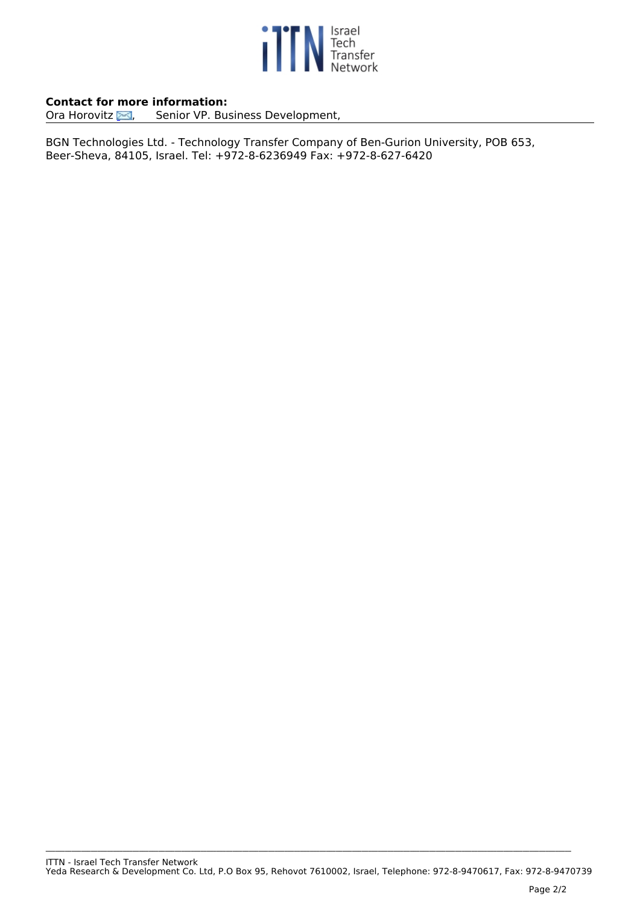**Contact for more information:**

Ora Horovitz, Senior VP. Business Development,

BGN Technologies Ltd. - Technology Transfer Company of Ben-Gurion University, POB 653, Beer-Sheva, 84105, Israel. Tel: +972-8-6236949 Fax: +972-8-627-6420